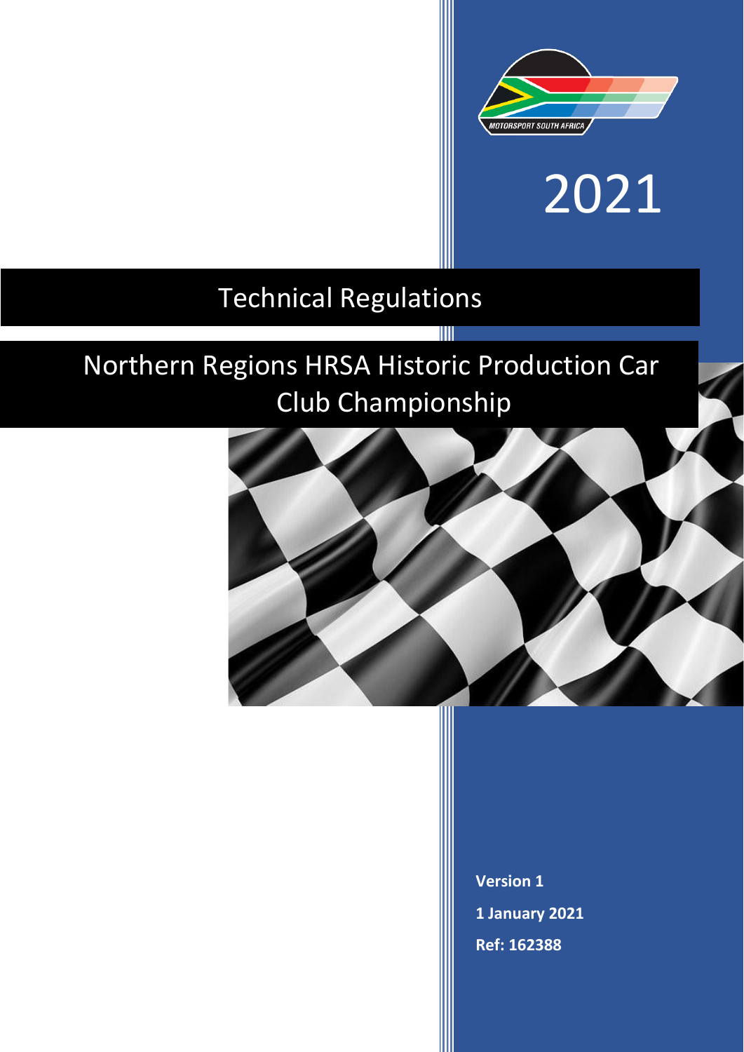MOTORSPORT SOUTH AFRICA

2021

# Technical Regulations

## Northern Regions HRSA Historic Production Car Club Championship

**Version 1**

**1 January 2021**

**Ref: 162388**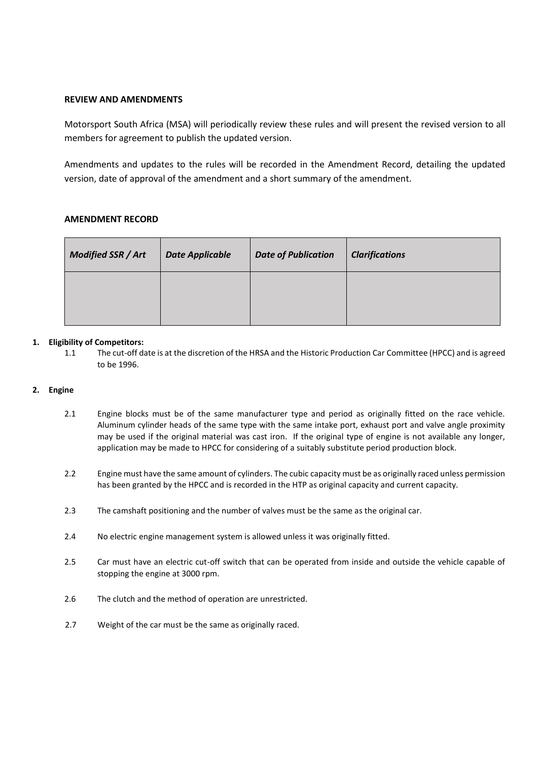**REVIEW AND AMENDMENTS**

Motorsport South Africa (MSA) will periodically review these rules and will present the revised version to all members for agreement to publish the updated version.

Amendments and updates to the rules will be recorded in the Amendment Record, detailing the updated version, date of approval of the amendment and a short summary of the amendment.

**AMENDMENT RECORD**

| *Modified SSR / Art* | *Date Applicable* | *Date of Publication* | *Clarifications* |
|---|---|---|---|
| | | | |

**1. Eligibility of Competitors:**

1.1 The cut-off date is at the discretion of the HRSA and the Historic Production Car Committee (HPCC) and is agreed to be 1996.

**2. Engine**

2.1 Engine blocks must be of the same manufacturer type and period as originally fitted on the race vehicle. Aluminum cylinder heads of the same type with the same intake port, exhaust port and valve angle proximity may be used if the original material was cast iron. If the original type of engine is not available any longer, application may be made to HPCC for considering of a suitably substitute period production block.

2.2 Engine must have the same amount of cylinders. The cubic capacity must be as originally raced unless permission has been granted by the HPCC and is recorded in the HTP as original capacity and current capacity.

2.3 The camshaft positioning and the number of valves must be the same as the original car.

2.4 No electric engine management system is allowed unless it was originally fitted.

2.5 Car must have an electric cut-off switch that can be operated from inside and outside the vehicle capable of stopping the engine at 3000 rpm.

2.6 The clutch and the method of operation are unrestricted.

2.7 Weight of the car must be the same as originally raced.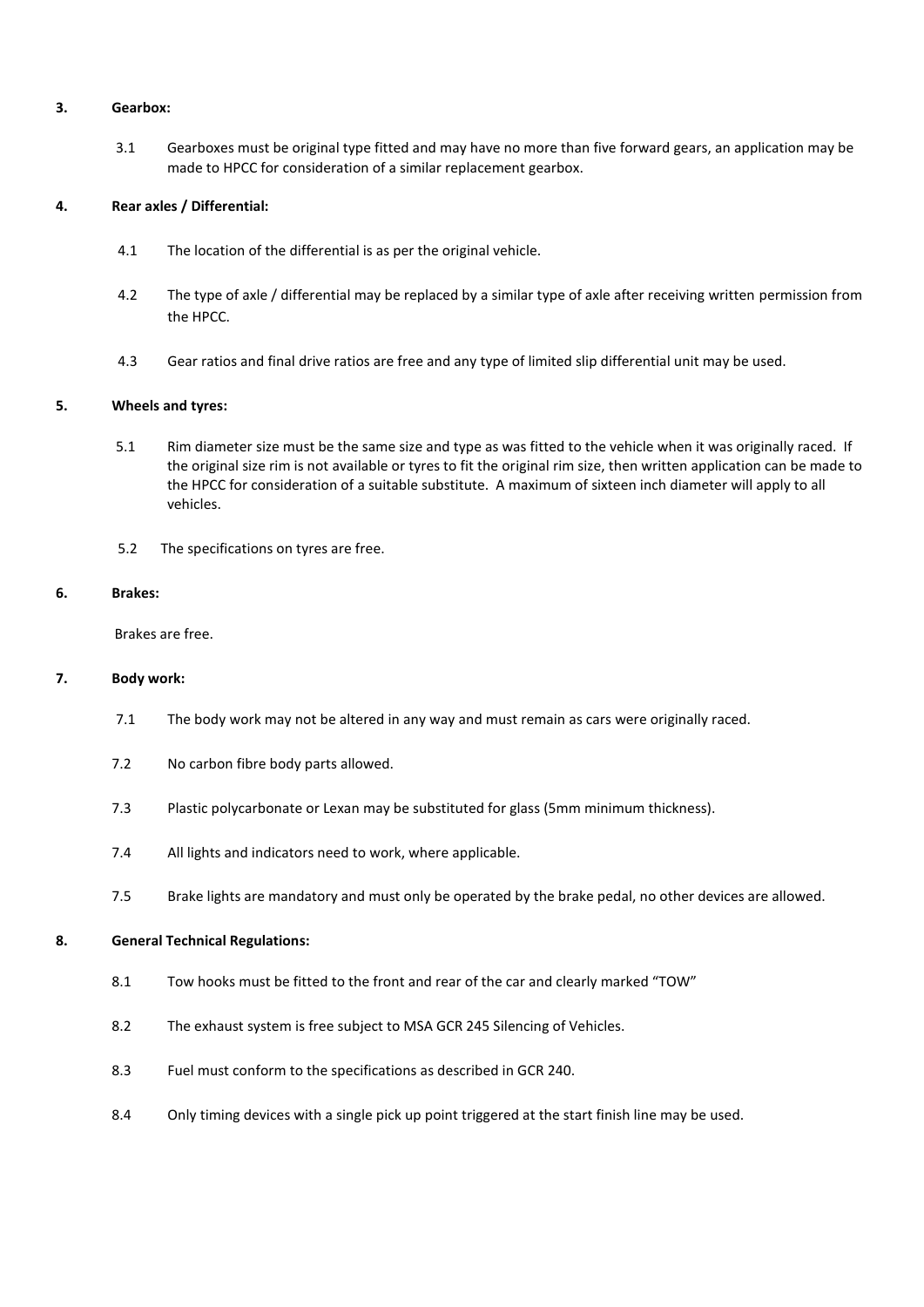## 3. Gearbox:

3.1 Gearboxes must be original type fitted and may have no more than five forward gears, an application may be made to HPCC for consideration of a similar replacement gearbox.

## 4. Rear axles / Differential:

4.1 The location of the differential is as per the original vehicle.

4.2 The type of axle / differential may be replaced by a similar type of axle after receiving written permission from the HPCC.

4.3 Gear ratios and final drive ratios are free and any type of limited slip differential unit may be used.

## 5. Wheels and tyres:

5.1 Rim diameter size must be the same size and type as was fitted to the vehicle when it was originally raced. If the original size rim is not available or tyres to fit the original rim size, then written application can be made to the HPCC for consideration of a suitable substitute. A maximum of sixteen inch diameter will apply to all vehicles.

5.2 The specifications on tyres are free.

## 6. Brakes:

Brakes are free.

## 7. Body work:

7.1 The body work may not be altered in any way and must remain as cars were originally raced.

7.2 No carbon fibre body parts allowed.

7.3 Plastic polycarbonate or Lexan may be substituted for glass (5mm minimum thickness).

7.4 All lights and indicators need to work, where applicable.

7.5 Brake lights are mandatory and must only be operated by the brake pedal, no other devices are allowed.

## 8. General Technical Regulations:

8.1 Tow hooks must be fitted to the front and rear of the car and clearly marked "TOW"

8.2 The exhaust system is free subject to MSA GCR 245 Silencing of Vehicles.

8.3 Fuel must conform to the specifications as described in GCR 240.

8.4 Only timing devices with a single pick up point triggered at the start finish line may be used.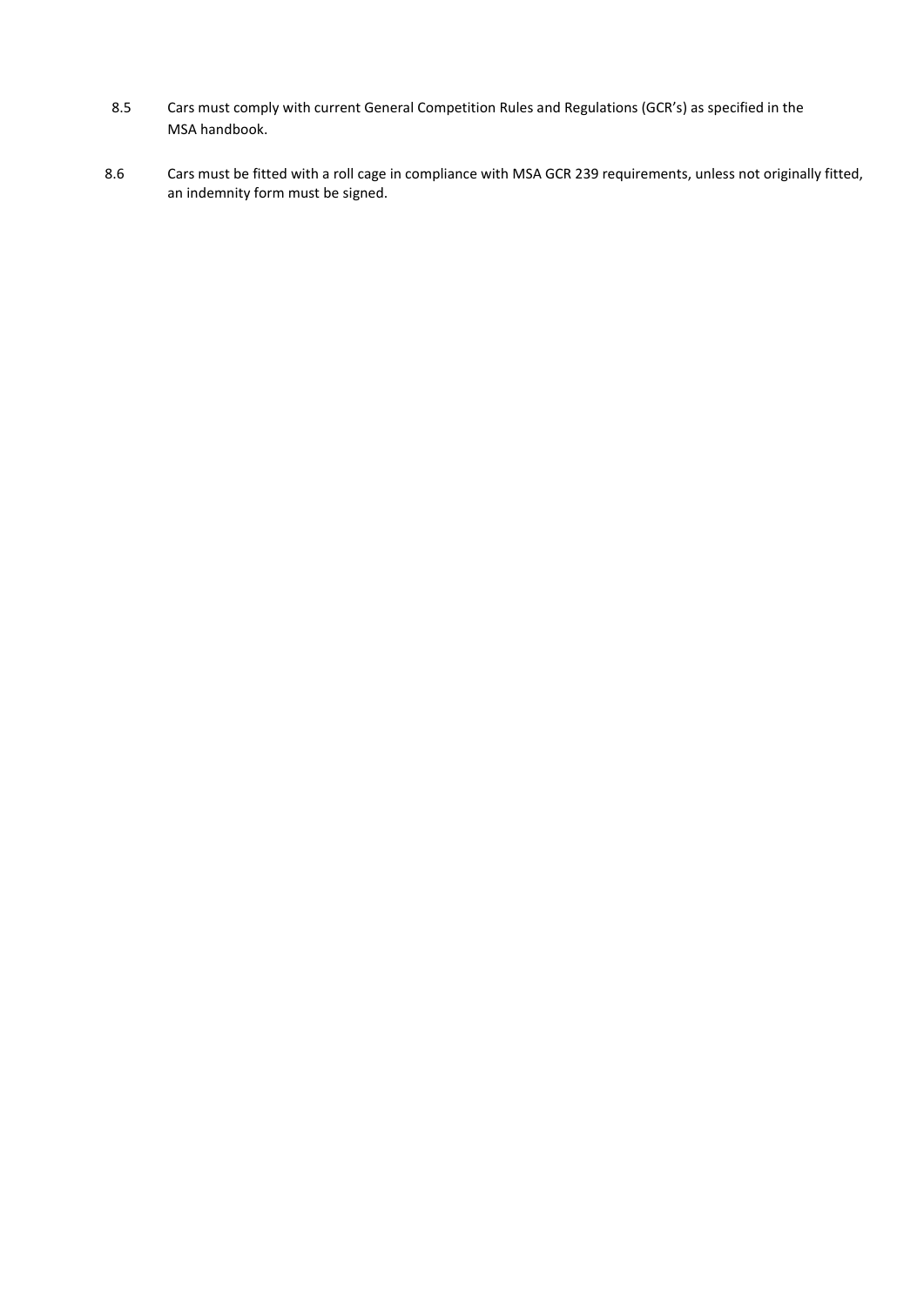8.5 Cars must comply with current General Competition Rules and Regulations (GCR's) as specified in the MSA handbook.

8.6 Cars must be fitted with a roll cage in compliance with MSA GCR 239 requirements, unless not originally fitted, an indemnity form must be signed.